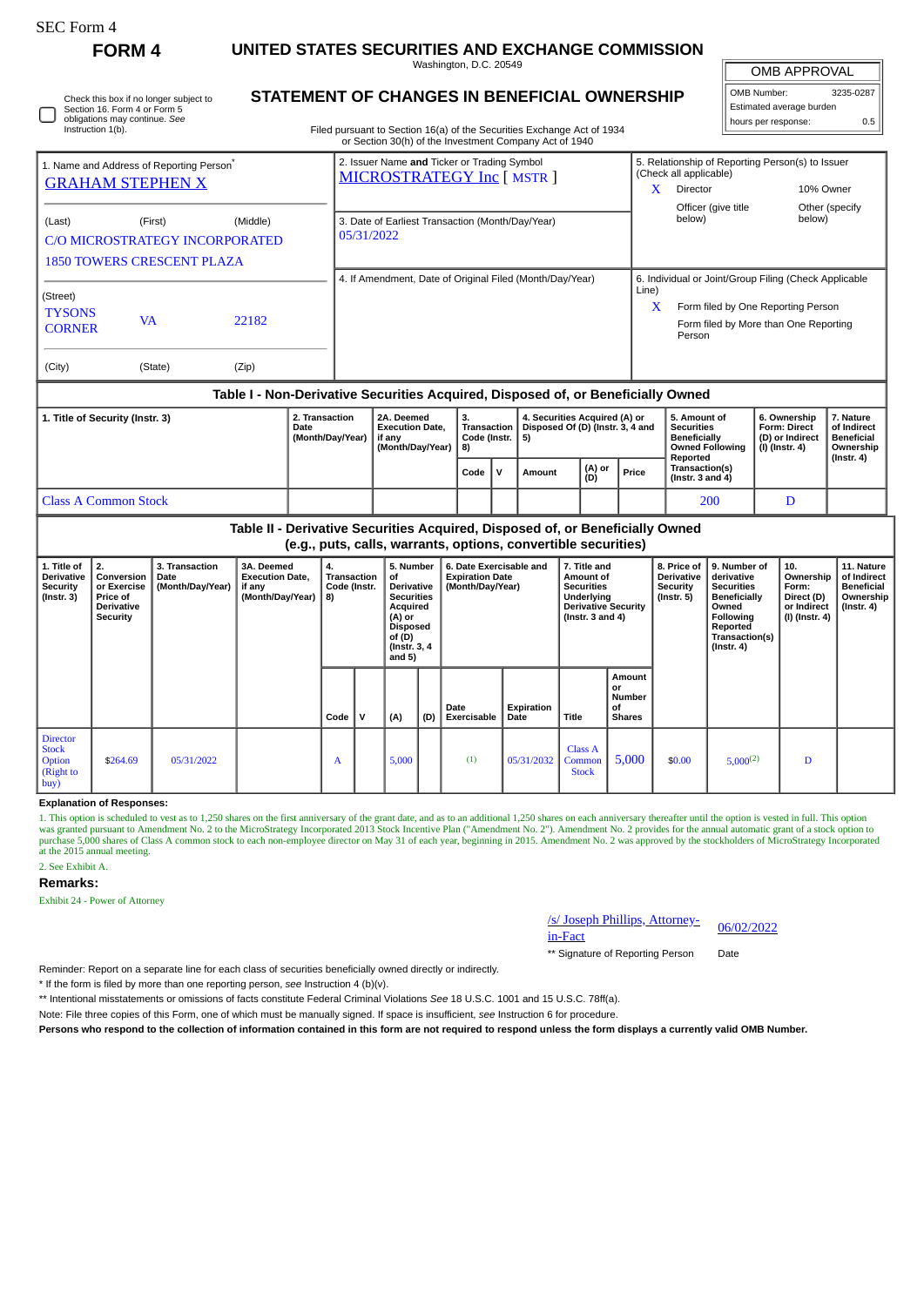SEC Form 4

# FORM 4

## UNITED STATES SECURITIES AND EXCHANGE COMMISSION

Washington, D.C. 20549

## STATEMENT OF CHANGES IN BENEFICIAL OWNERSHIP

Filed pursuant to Section 16(a) of the Securities Exchange Act of 1934 or Section 30(h) of the Investment Company Act of 1940

| OMB APPROVAL | |
|---|---|
| OMB Number: | 3235-0287 |
| Estimated average burden | |
| hours per response: | 0.5 |

☐ Check this box if no longer subject to Section 16. Form 4 or Form 5 obligations may continue. *See* Instruction 1(b).

1. Name and Address of Reporting Person*
GRAHAM STEPHEN X

(Last) (First) (Middle)
C/O MICROSTRATEGY INCORPORATED
1850 TOWERS CRESCENT PLAZA

(Street)
TYSONS CORNER VA 22182

(City) (State) (Zip)

2. Issuer Name **and** Ticker or Trading Symbol
MICROSTRATEGY Inc [ MSTR ]

3. Date of Earliest Transaction (Month/Day/Year)
05/31/2022

4. If Amendment, Date of Original Filed (Month/Day/Year)

5. Relationship of Reporting Person(s) to Issuer (Check all applicable)
X Director
10% Owner
Officer (give title below)
Other (specify below)

6. Individual or Joint/Group Filing (Check Applicable Line)
X Form filed by One Reporting Person
Form filed by More than One Reporting Person

### Table I - Non-Derivative Securities Acquired, Disposed of, or Beneficially Owned

| 1. Title of Security (Instr. 3) | 2. Transaction Date (Month/Day/Year) | 2A. Deemed Execution Date, if any (Month/Day/Year) | 3. Transaction Code (Instr. 8) | | 4. Securities Acquired (A) or Disposed Of (D) (Instr. 3, 4 and 5) | | | 5. Amount of Securities Beneficially Owned Following Reported Transaction(s) (Instr. 3 and 4) | 6. Ownership Form: Direct (D) or Indirect (I) (Instr. 4) | 7. Nature of Indirect Beneficial Ownership (Instr. 4) |
|---|---|---|---|---|---|---|---|---|---|---|
| | | | Code | V | Amount | (A) or (D) | Price | | | |
| Class A Common Stock | | | | | | | | 200 | D | |

### Table II - Derivative Securities Acquired, Disposed of, or Beneficially Owned (e.g., puts, calls, warrants, options, convertible securities)

| 1. Title of Derivative Security (Instr. 3) | 2. Conversion or Exercise Price of Derivative Security | 3. Transaction Date (Month/Day/Year) | 3A. Deemed Execution Date, if any (Month/Day/Year) | 4. Transaction Code (Instr. 8) | | 5. Number of Derivative Securities Acquired (A) or Disposed of (D) (Instr. 3, 4 and 5) | | 6. Date Exercisable and Expiration Date (Month/Day/Year) | | 7. Title and Amount of Securities Underlying Derivative Security (Instr. 3 and 4) | | 8. Price of Derivative Security (Instr. 5) | 9. Number of derivative Securities Beneficially Owned Following Reported Transaction(s) (Instr. 4) | 10. Ownership Form: Direct (D) or Indirect (I) (Instr. 4) | 11. Nature of Indirect Beneficial Ownership (Instr. 4) |
|---|---|---|---|---|---|---|---|---|---|---|---|---|---|---|---|
| | | | | Code | V | (A) | (D) | Date Exercisable | Expiration Date | Title | Amount or Number of Shares | | | | |
| Director Stock Option (Right to buy) | $264.69 | 05/31/2022 | | A | | 5,000 | | (1) | 05/31/2032 | Class A Common Stock | 5,000 | $0.00 | 5,000(2) | D | |

**Explanation of Responses:**

1. This option is scheduled to vest as to 1,250 shares on the first anniversary of the grant date, and as to an additional 1,250 shares on each anniversary thereafter until the option is vested in full. This option was granted pursuant to Amendment No. 2 to the MicroStrategy Incorporated 2013 Stock Incentive Plan ("Amendment No. 2"). Amendment No. 2 provides for the annual automatic grant of a stock option to purchase 5,000 shares of Class A common stock to each non-employee director on May 31 of each year, beginning in 2015. Amendment No. 2 was approved by the stockholders of MicroStrategy Incorporated at the 2015 annual meeting.

2. See Exhibit A.

**Remarks:**

Exhibit 24 - Power of Attorney

/s/ Joseph Phillips, Attorney-in-Fact — 06/02/2022

** Signature of Reporting Person — Date

Reminder: Report on a separate line for each class of securities beneficially owned directly or indirectly.

* If the form is filed by more than one reporting person, *see* Instruction 4 (b)(v).

** Intentional misstatements or omissions of facts constitute Federal Criminal Violations *See* 18 U.S.C. 1001 and 15 U.S.C. 78ff(a).

Note: File three copies of this Form, one of which must be manually signed. If space is insufficient, *see* Instruction 6 for procedure.

**Persons who respond to the collection of information contained in this form are not required to respond unless the form displays a currently valid OMB Number.**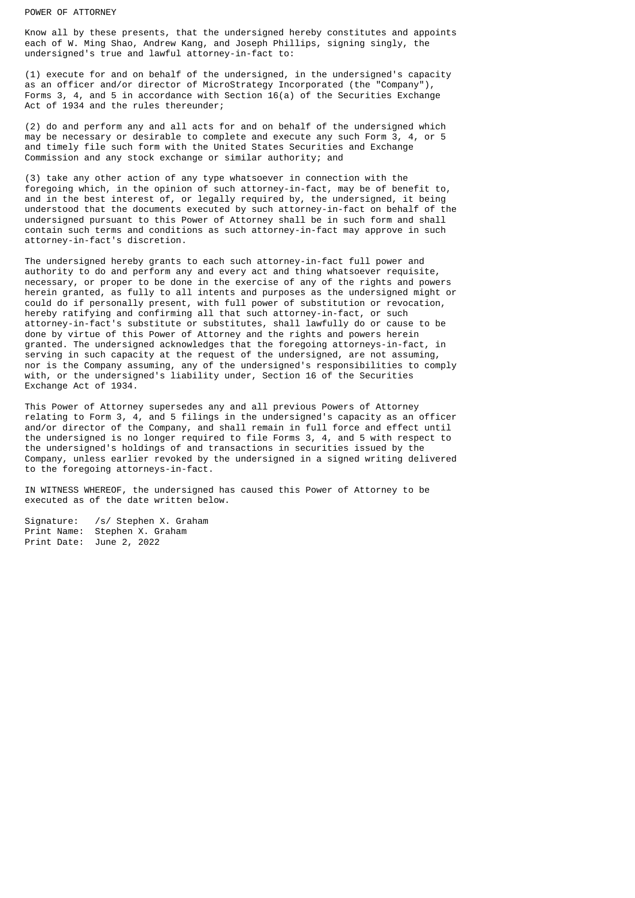# POWER OF ATTORNEY

Know all by these presents, that the undersigned hereby constitutes and appoints each of W. Ming Shao, Andrew Kang, and Joseph Phillips, signing singly, the undersigned's true and lawful attorney-in-fact to:

(1) execute for and on behalf of the undersigned, in the undersigned's capacity as an officer and/or director of MicroStrategy Incorporated (the "Company"), Forms 3, 4, and 5 in accordance with Section 16(a) of the Securities Exchange Act of 1934 and the rules thereunder;

(2) do and perform any and all acts for and on behalf of the undersigned which may be necessary or desirable to complete and execute any such Form 3, 4, or 5 and timely file such form with the United States Securities and Exchange Commission and any stock exchange or similar authority; and

(3) take any other action of any type whatsoever in connection with the foregoing which, in the opinion of such attorney-in-fact, may be of benefit to, and in the best interest of, or legally required by, the undersigned, it being understood that the documents executed by such attorney-in-fact on behalf of the undersigned pursuant to this Power of Attorney shall be in such form and shall contain such terms and conditions as such attorney-in-fact may approve in such attorney-in-fact's discretion.

The undersigned hereby grants to each such attorney-in-fact full power and authority to do and perform any and every act and thing whatsoever requisite, necessary, or proper to be done in the exercise of any of the rights and powers herein granted, as fully to all intents and purposes as the undersigned might or could do if personally present, with full power of substitution or revocation, hereby ratifying and confirming all that such attorney-in-fact, or such attorney-in-fact's substitute or substitutes, shall lawfully do or cause to be done by virtue of this Power of Attorney and the rights and powers herein granted. The undersigned acknowledges that the foregoing attorneys-in-fact, in serving in such capacity at the request of the undersigned, are not assuming, nor is the Company assuming, any of the undersigned's responsibilities to comply with, or the undersigned's liability under, Section 16 of the Securities Exchange Act of 1934.

This Power of Attorney supersedes any and all previous Powers of Attorney relating to Form 3, 4, and 5 filings in the undersigned's capacity as an officer and/or director of the Company, and shall remain in full force and effect until the undersigned is no longer required to file Forms 3, 4, and 5 with respect to the undersigned's holdings of and transactions in securities issued by the Company, unless earlier revoked by the undersigned in a signed writing delivered to the foregoing attorneys-in-fact.

IN WITNESS WHEREOF, the undersigned has caused this Power of Attorney to be executed as of the date written below.

Signature: /s/ Stephen X. Graham
Print Name: Stephen X. Graham
Print Date: June 2, 2022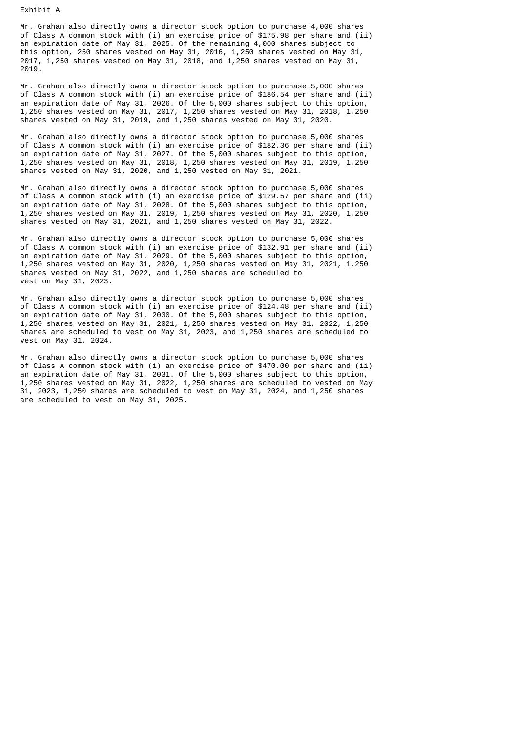Exhibit A:

Mr. Graham also directly owns a director stock option to purchase 4,000 shares of Class A common stock with (i) an exercise price of $175.98 per share and (ii) an expiration date of May 31, 2025. Of the remaining 4,000 shares subject to this option, 250 shares vested on May 31, 2016, 1,250 shares vested on May 31, 2017, 1,250 shares vested on May 31, 2018, and 1,250 shares vested on May 31, 2019.

Mr. Graham also directly owns a director stock option to purchase 5,000 shares of Class A common stock with (i) an exercise price of $186.54 per share and (ii) an expiration date of May 31, 2026. Of the 5,000 shares subject to this option, 1,250 shares vested on May 31, 2017, 1,250 shares vested on May 31, 2018, 1,250 shares vested on May 31, 2019, and 1,250 shares vested on May 31, 2020.

Mr. Graham also directly owns a director stock option to purchase 5,000 shares of Class A common stock with (i) an exercise price of $182.36 per share and (ii) an expiration date of May 31, 2027. Of the 5,000 shares subject to this option, 1,250 shares vested on May 31, 2018, 1,250 shares vested on May 31, 2019, 1,250 shares vested on May 31, 2020, and 1,250 vested on May 31, 2021.

Mr. Graham also directly owns a director stock option to purchase 5,000 shares of Class A common stock with (i) an exercise price of $129.57 per share and (ii) an expiration date of May 31, 2028. Of the 5,000 shares subject to this option, 1,250 shares vested on May 31, 2019, 1,250 shares vested on May 31, 2020, 1,250 shares vested on May 31, 2021, and 1,250 shares vested on May 31, 2022.

Mr. Graham also directly owns a director stock option to purchase 5,000 shares of Class A common stock with (i) an exercise price of $132.91 per share and (ii) an expiration date of May 31, 2029. Of the 5,000 shares subject to this option, 1,250 shares vested on May 31, 2020, 1,250 shares vested on May 31, 2021, 1,250 shares vested on May 31, 2022, and 1,250 shares are scheduled to vest on May 31, 2023.

Mr. Graham also directly owns a director stock option to purchase 5,000 shares of Class A common stock with (i) an exercise price of $124.48 per share and (ii) an expiration date of May 31, 2030. Of the 5,000 shares subject to this option, 1,250 shares vested on May 31, 2021, 1,250 shares vested on May 31, 2022, 1,250 shares are scheduled to vest on May 31, 2023, and 1,250 shares are scheduled to vest on May 31, 2024.

Mr. Graham also directly owns a director stock option to purchase 5,000 shares of Class A common stock with (i) an exercise price of $470.00 per share and (ii) an expiration date of May 31, 2031. Of the 5,000 shares subject to this option, 1,250 shares vested on May 31, 2022, 1,250 shares are scheduled to vested on May 31, 2023, 1,250 shares are scheduled to vest on May 31, 2024, and 1,250 shares are scheduled to vest on May 31, 2025.